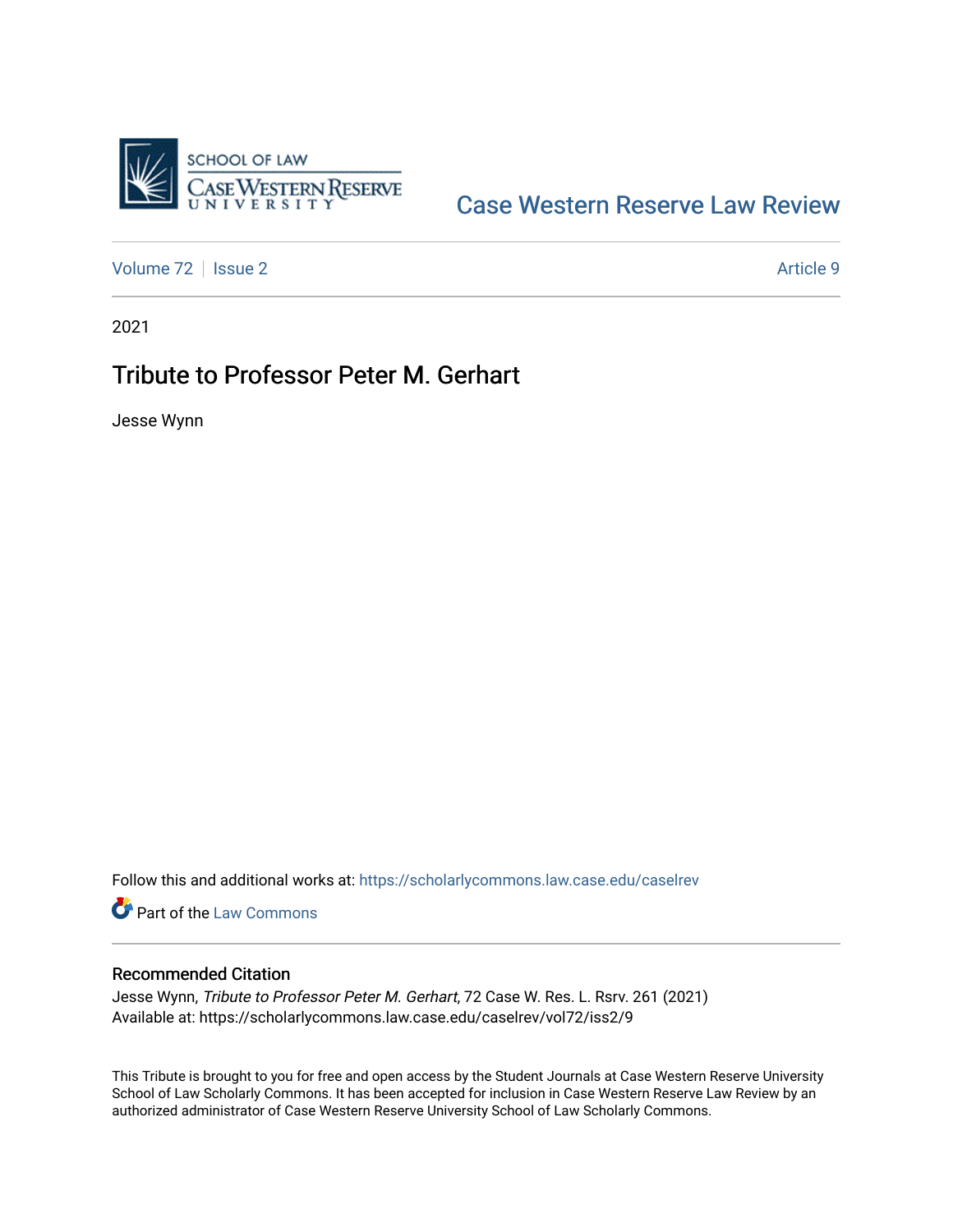Case Western Reserve Law Review

Volume 72 | Issue 2 | Article 9

2021

# Tribute to Professor Peter M. Gerhart

Jesse Wynn

Follow this and additional works at: https://scholarlycommons.law.case.edu/caselrev

Part of the Law Commons

## Recommended Citation

Jesse Wynn, *Tribute to Professor Peter M. Gerhart*, 72 Case W. Res. L. Rsrv. 261 (2021)
Available at: https://scholarlycommons.law.case.edu/caselrev/vol72/iss2/9

This Tribute is brought to you for free and open access by the Student Journals at Case Western Reserve University School of Law Scholarly Commons. It has been accepted for inclusion in Case Western Reserve Law Review by an authorized administrator of Case Western Reserve University School of Law Scholarly Commons.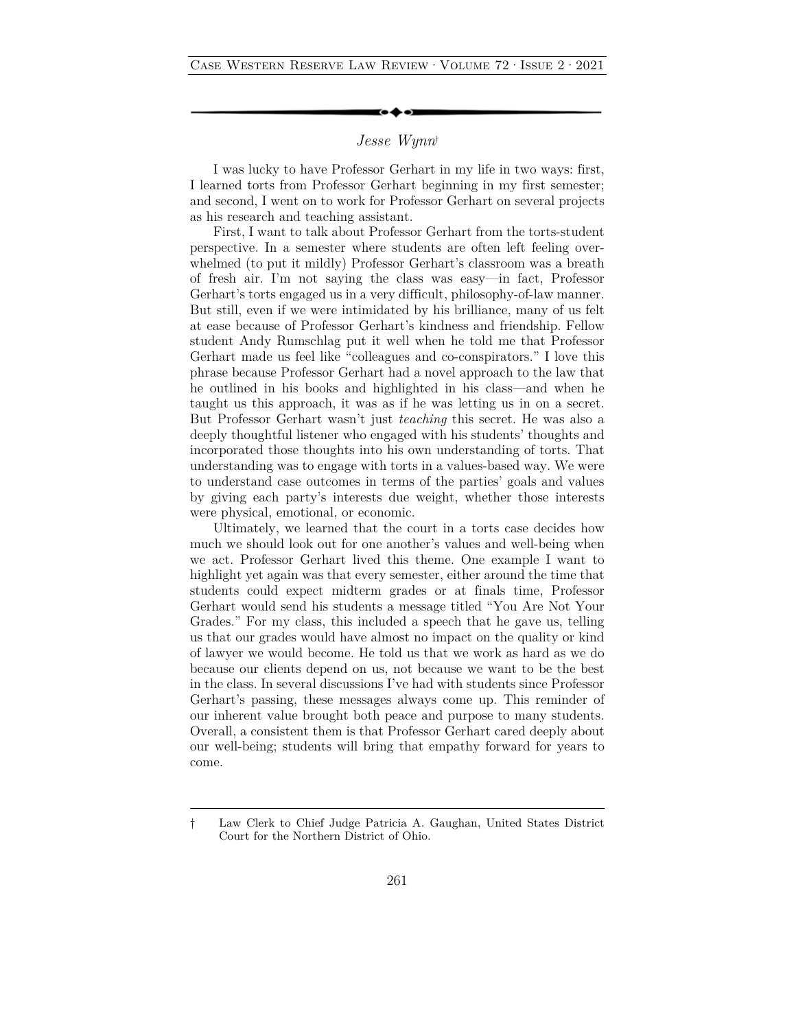*Jesse Wynn*†

I was lucky to have Professor Gerhart in my life in two ways: first, I learned torts from Professor Gerhart beginning in my first semester; and second, I went on to work for Professor Gerhart on several projects as his research and teaching assistant.

First, I want to talk about Professor Gerhart from the torts-student perspective. In a semester where students are often left feeling overwhelmed (to put it mildly) Professor Gerhart's classroom was a breath of fresh air. I'm not saying the class was easy—in fact, Professor Gerhart's torts engaged us in a very difficult, philosophy-of-law manner. But still, even if we were intimidated by his brilliance, many of us felt at ease because of Professor Gerhart's kindness and friendship. Fellow student Andy Rumschlag put it well when he told me that Professor Gerhart made us feel like "colleagues and co-conspirators." I love this phrase because Professor Gerhart had a novel approach to the law that he outlined in his books and highlighted in his class—and when he taught us this approach, it was as if he was letting us in on a secret. But Professor Gerhart wasn't just *teaching* this secret. He was also a deeply thoughtful listener who engaged with his students' thoughts and incorporated those thoughts into his own understanding of torts. That understanding was to engage with torts in a values-based way. We were to understand case outcomes in terms of the parties' goals and values by giving each party's interests due weight, whether those interests were physical, emotional, or economic.

Ultimately, we learned that the court in a torts case decides how much we should look out for one another's values and well-being when we act. Professor Gerhart lived this theme. One example I want to highlight yet again was that every semester, either around the time that students could expect midterm grades or at finals time, Professor Gerhart would send his students a message titled "You Are Not Your Grades." For my class, this included a speech that he gave us, telling us that our grades would have almost no impact on the quality or kind of lawyer we would become. He told us that we work as hard as we do because our clients depend on us, not because we want to be the best in the class. In several discussions I've had with students since Professor Gerhart's passing, these messages always come up. This reminder of our inherent value brought both peace and purpose to many students. Overall, a consistent them is that Professor Gerhart cared deeply about our well-being; students will bring that empathy forward for years to come.

† Law Clerk to Chief Judge Patricia A. Gaughan, United States District Court for the Northern District of Ohio.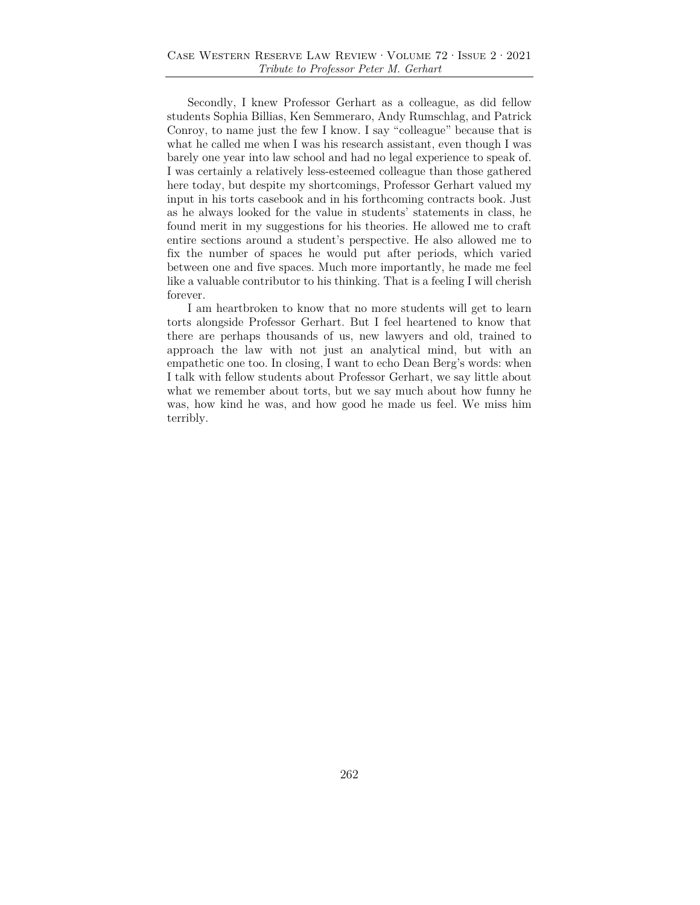Secondly, I knew Professor Gerhart as a colleague, as did fellow students Sophia Billias, Ken Semmeraro, Andy Rumschlag, and Patrick Conroy, to name just the few I know. I say "colleague" because that is what he called me when I was his research assistant, even though I was barely one year into law school and had no legal experience to speak of. I was certainly a relatively less-esteemed colleague than those gathered here today, but despite my shortcomings, Professor Gerhart valued my input in his torts casebook and in his forthcoming contracts book. Just as he always looked for the value in students' statements in class, he found merit in my suggestions for his theories. He allowed me to craft entire sections around a student's perspective. He also allowed me to fix the number of spaces he would put after periods, which varied between one and five spaces. Much more importantly, he made me feel like a valuable contributor to his thinking. That is a feeling I will cherish forever.

I am heartbroken to know that no more students will get to learn torts alongside Professor Gerhart. But I feel heartened to know that there are perhaps thousands of us, new lawyers and old, trained to approach the law with not just an analytical mind, but with an empathetic one too. In closing, I want to echo Dean Berg's words: when I talk with fellow students about Professor Gerhart, we say little about what we remember about torts, but we say much about how funny he was, how kind he was, and how good he made us feel. We miss him terribly.